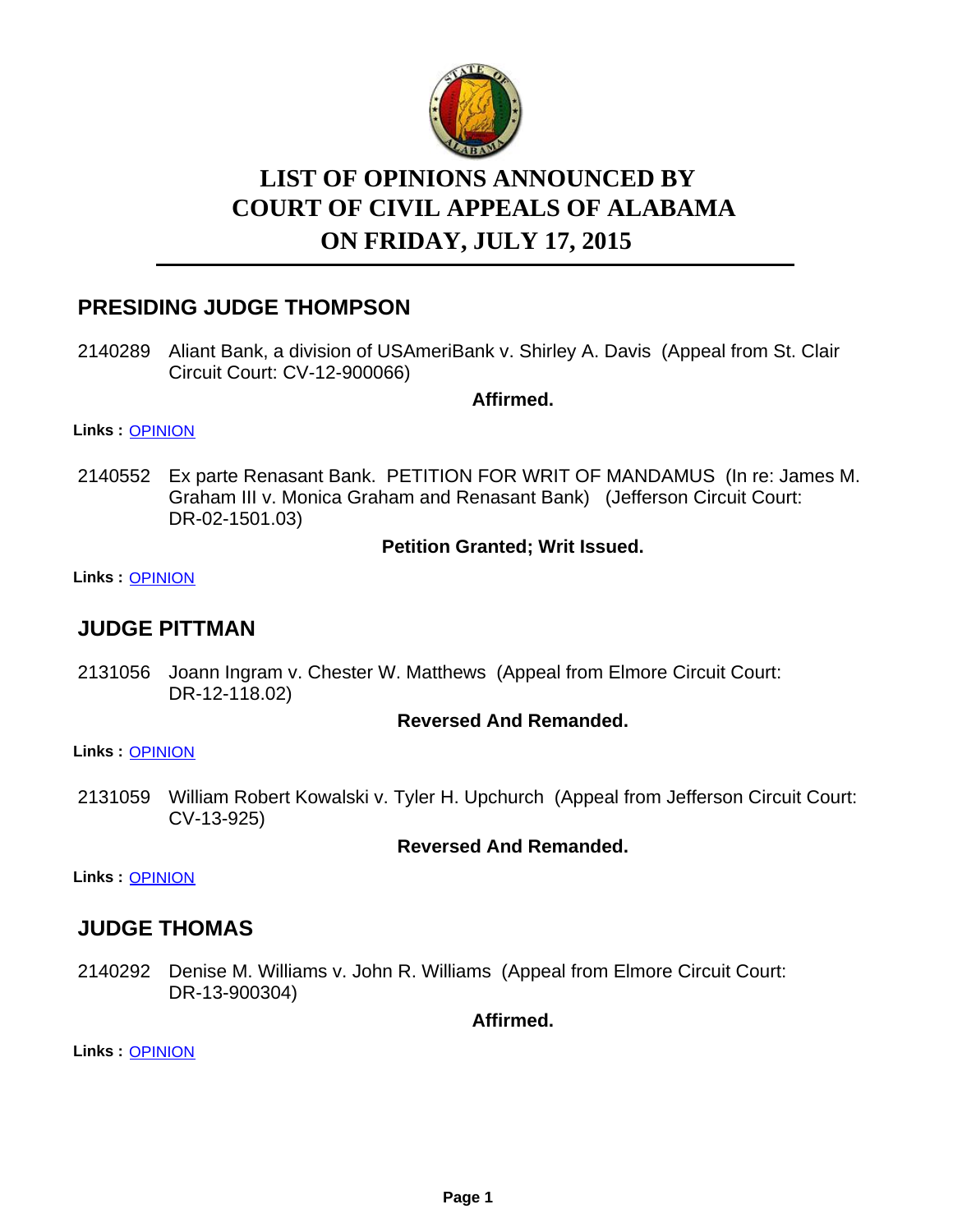# LIST OF OPINIONS ANNOUNCED BY COURT OF CIVIL APPEALS OF ALABAMA ON FRIDAY, JULY 17, 2015

## PRESIDING JUDGE THOMPSON

2140289 Aliant Bank, a division of USAmeriBank v. Shirley A. Davis (Appeal from St. Clair Circuit Court: CV-12-900066)

**Affirmed.**

**Links :** OPINION

2140552 Ex parte Renasant Bank. PETITION FOR WRIT OF MANDAMUS (In re: James M. Graham III v. Monica Graham and Renasant Bank) (Jefferson Circuit Court: DR-02-1501.03)

**Petition Granted; Writ Issued.**

**Links :** OPINION

## JUDGE PITTMAN

2131056 Joann Ingram v. Chester W. Matthews (Appeal from Elmore Circuit Court: DR-12-118.02)

**Reversed And Remanded.**

**Links :** OPINION

2131059 William Robert Kowalski v. Tyler H. Upchurch (Appeal from Jefferson Circuit Court: CV-13-925)

**Reversed And Remanded.**

**Links :** OPINION

## JUDGE THOMAS

2140292 Denise M. Williams v. John R. Williams (Appeal from Elmore Circuit Court: DR-13-900304)

**Affirmed.**

**Links :** OPINION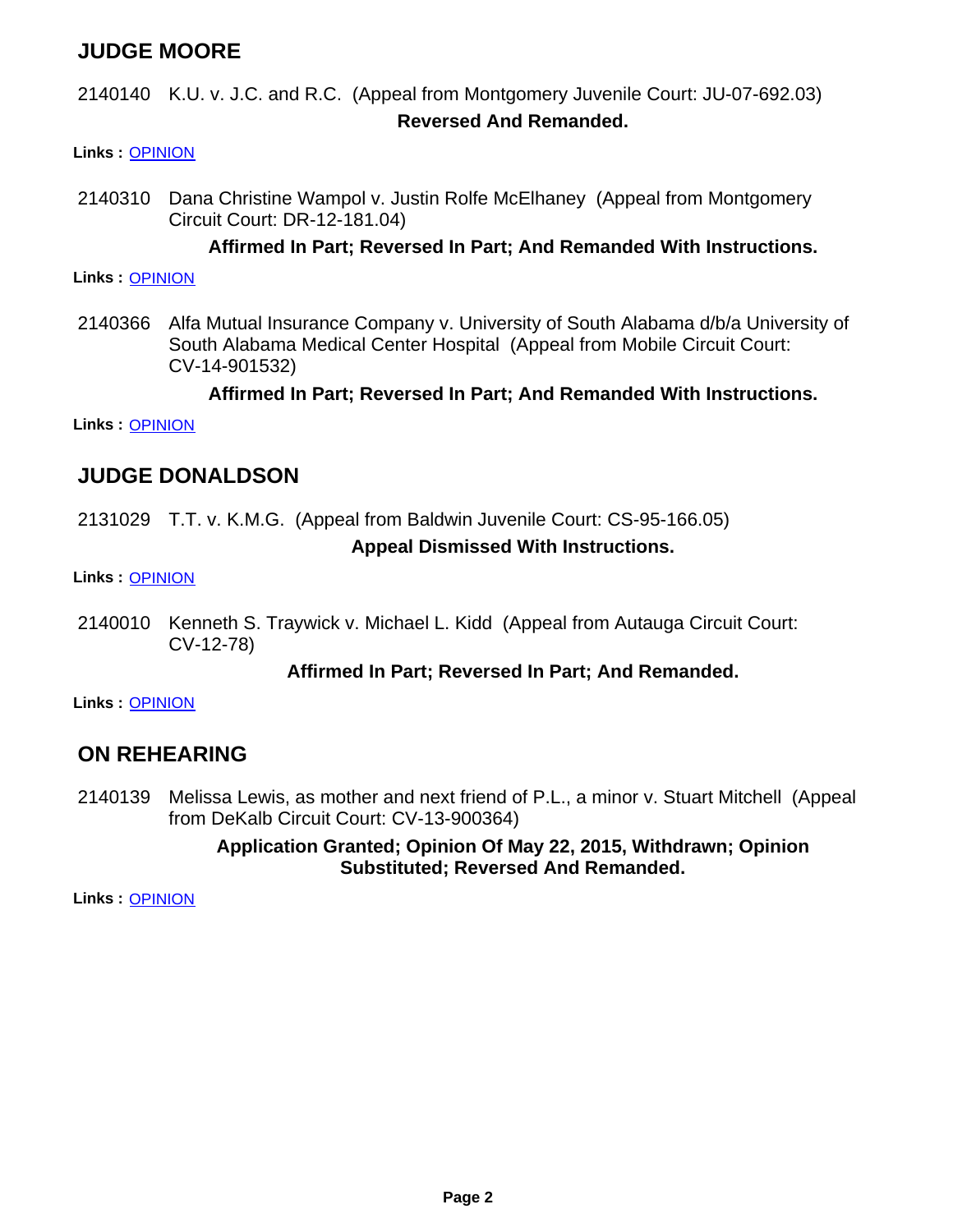## JUDGE MOORE

2140140 K.U. v. J.C. and R.C. (Appeal from Montgomery Juvenile Court: JU-07-692.03)

**Reversed And Remanded.**

**Links :** OPINION

2140310 Dana Christine Wampol v. Justin Rolfe McElhaney (Appeal from Montgomery Circuit Court: DR-12-181.04)

**Affirmed In Part; Reversed In Part; And Remanded With Instructions.**

**Links :** OPINION

2140366 Alfa Mutual Insurance Company v. University of South Alabama d/b/a University of South Alabama Medical Center Hospital (Appeal from Mobile Circuit Court: CV-14-901532)

**Affirmed In Part; Reversed In Part; And Remanded With Instructions.**

**Links :** OPINION

## JUDGE DONALDSON

2131029 T.T. v. K.M.G. (Appeal from Baldwin Juvenile Court: CS-95-166.05)

**Appeal Dismissed With Instructions.**

**Links :** OPINION

2140010 Kenneth S. Traywick v. Michael L. Kidd (Appeal from Autauga Circuit Court: CV-12-78)

**Affirmed In Part; Reversed In Part; And Remanded.**

**Links :** OPINION

## ON REHEARING

2140139 Melissa Lewis, as mother and next friend of P.L., a minor v. Stuart Mitchell (Appeal from DeKalb Circuit Court: CV-13-900364)

**Application Granted; Opinion Of May 22, 2015, Withdrawn; Opinion Substituted; Reversed And Remanded.**

**Links :** OPINION